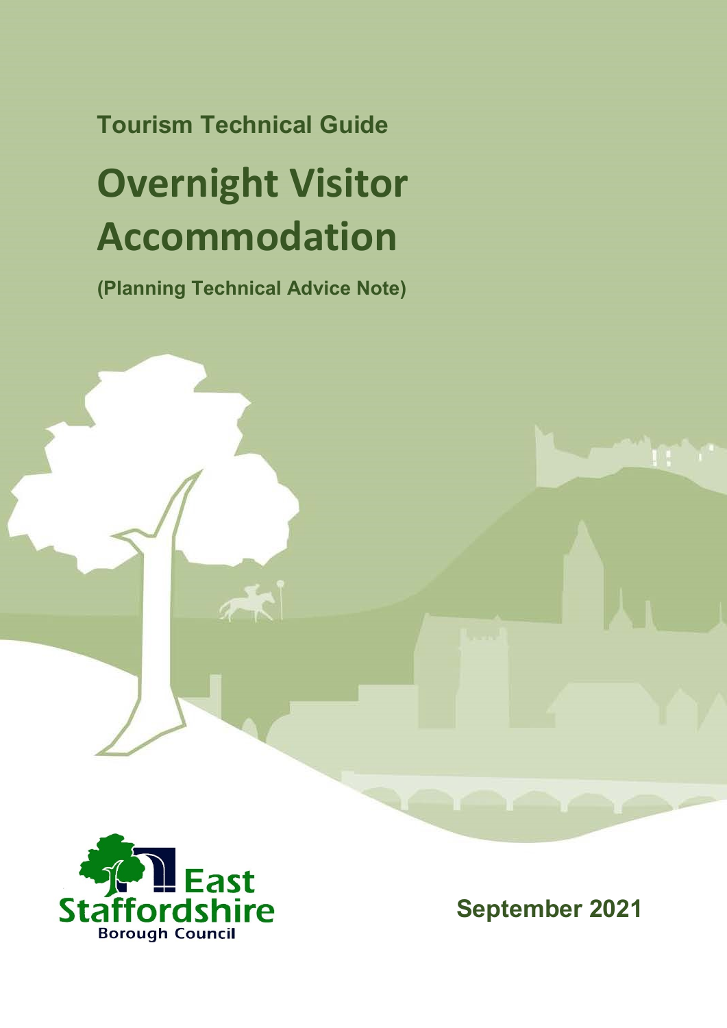**Tourism Technical Guide**

# Overnight Visitor Accommodation

**(Planning Technical Advice Note)**

East Staffordshire Borough Council

**September 2021**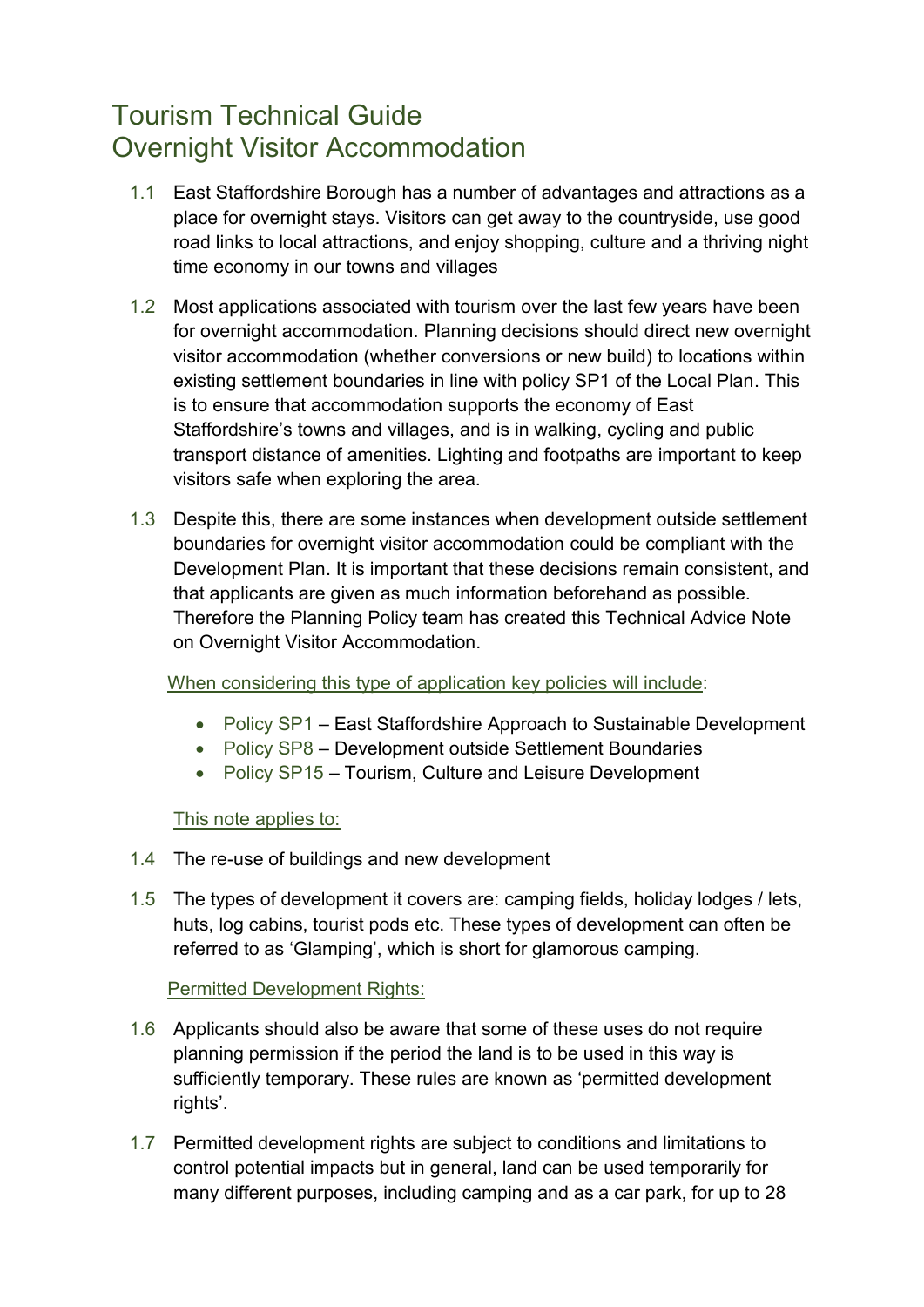# Tourism Technical Guide
# Overnight Visitor Accommodation

1.1 East Staffordshire Borough has a number of advantages and attractions as a place for overnight stays. Visitors can get away to the countryside, use good road links to local attractions, and enjoy shopping, culture and a thriving night time economy in our towns and villages

1.2 Most applications associated with tourism over the last few years have been for overnight accommodation. Planning decisions should direct new overnight visitor accommodation (whether conversions or new build) to locations within existing settlement boundaries in line with policy SP1 of the Local Plan. This is to ensure that accommodation supports the economy of East Staffordshire's towns and villages, and is in walking, cycling and public transport distance of amenities. Lighting and footpaths are important to keep visitors safe when exploring the area.

1.3 Despite this, there are some instances when development outside settlement boundaries for overnight visitor accommodation could be compliant with the Development Plan. It is important that these decisions remain consistent, and that applicants are given as much information beforehand as possible. Therefore the Planning Policy team has created this Technical Advice Note on Overnight Visitor Accommodation.

When considering this type of application key policies will include:

- Policy SP1 – East Staffordshire Approach to Sustainable Development
- Policy SP8 – Development outside Settlement Boundaries
- Policy SP15 – Tourism, Culture and Leisure Development

This note applies to:

1.4 The re-use of buildings and new development

1.5 The types of development it covers are: camping fields, holiday lodges / lets, huts, log cabins, tourist pods etc. These types of development can often be referred to as 'Glamping', which is short for glamorous camping.

Permitted Development Rights:

1.6 Applicants should also be aware that some of these uses do not require planning permission if the period the land is to be used in this way is sufficiently temporary. These rules are known as 'permitted development rights'.

1.7 Permitted development rights are subject to conditions and limitations to control potential impacts but in general, land can be used temporarily for many different purposes, including camping and as a car park, for up to 28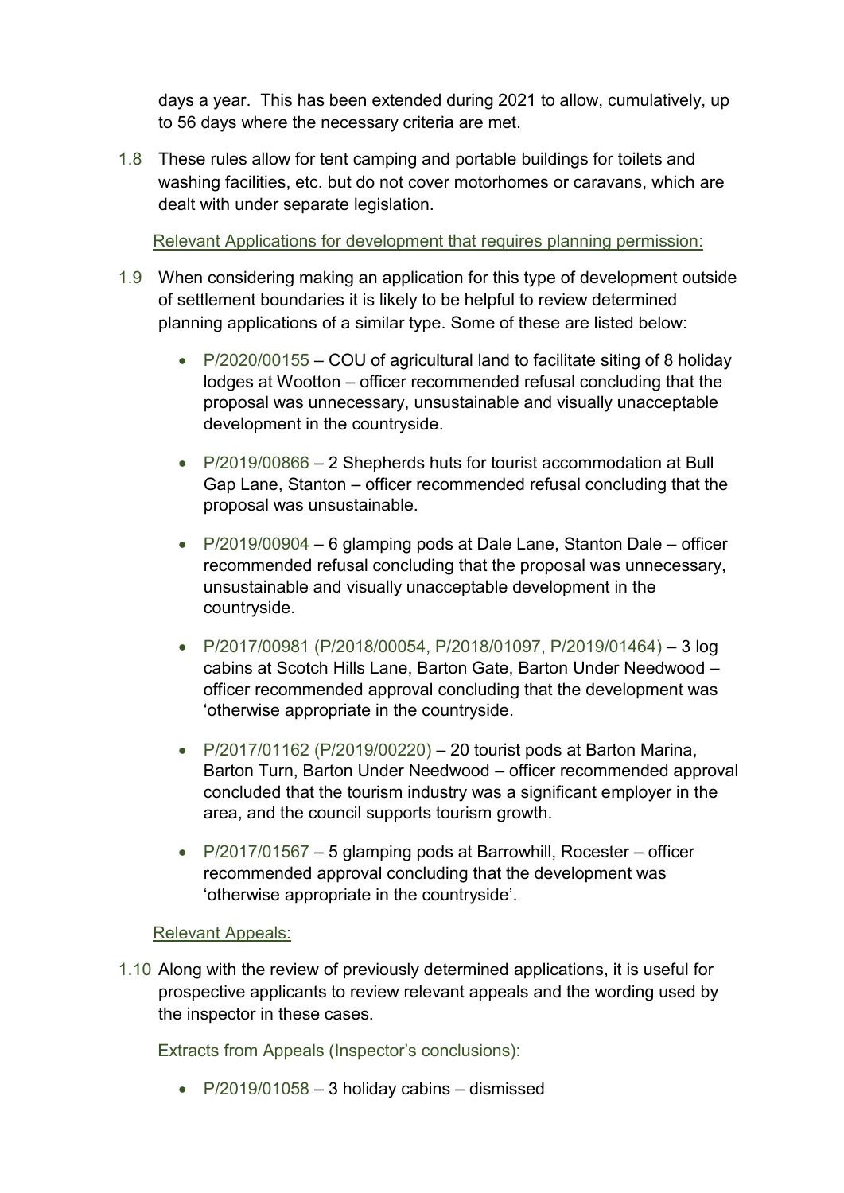days a year. This has been extended during 2021 to allow, cumulatively, up to 56 days where the necessary criteria are met.

1.8 These rules allow for tent camping and portable buildings for toilets and washing facilities, etc. but do not cover motorhomes or caravans, which are dealt with under separate legislation.

Relevant Applications for development that requires planning permission:

1.9 When considering making an application for this type of development outside of settlement boundaries it is likely to be helpful to review determined planning applications of a similar type. Some of these are listed below:

- P/2020/00155 – COU of agricultural land to facilitate siting of 8 holiday lodges at Wootton – officer recommended refusal concluding that the proposal was unnecessary, unsustainable and visually unacceptable development in the countryside.

- P/2019/00866 – 2 Shepherds huts for tourist accommodation at Bull Gap Lane, Stanton – officer recommended refusal concluding that the proposal was unsustainable.

- P/2019/00904 – 6 glamping pods at Dale Lane, Stanton Dale – officer recommended refusal concluding that the proposal was unnecessary, unsustainable and visually unacceptable development in the countryside.

- P/2017/00981 (P/2018/00054, P/2018/01097, P/2019/01464) – 3 log cabins at Scotch Hills Lane, Barton Gate, Barton Under Needwood – officer recommended approval concluding that the development was 'otherwise appropriate in the countryside.

- P/2017/01162 (P/2019/00220) – 20 tourist pods at Barton Marina, Barton Turn, Barton Under Needwood – officer recommended approval concluded that the tourism industry was a significant employer in the area, and the council supports tourism growth.

- P/2017/01567 – 5 glamping pods at Barrowhill, Rocester – officer recommended approval concluding that the development was 'otherwise appropriate in the countryside'.

Relevant Appeals:

1.10 Along with the review of previously determined applications, it is useful for prospective applicants to review relevant appeals and the wording used by the inspector in these cases.

Extracts from Appeals (Inspector's conclusions):

- P/2019/01058 – 3 holiday cabins – dismissed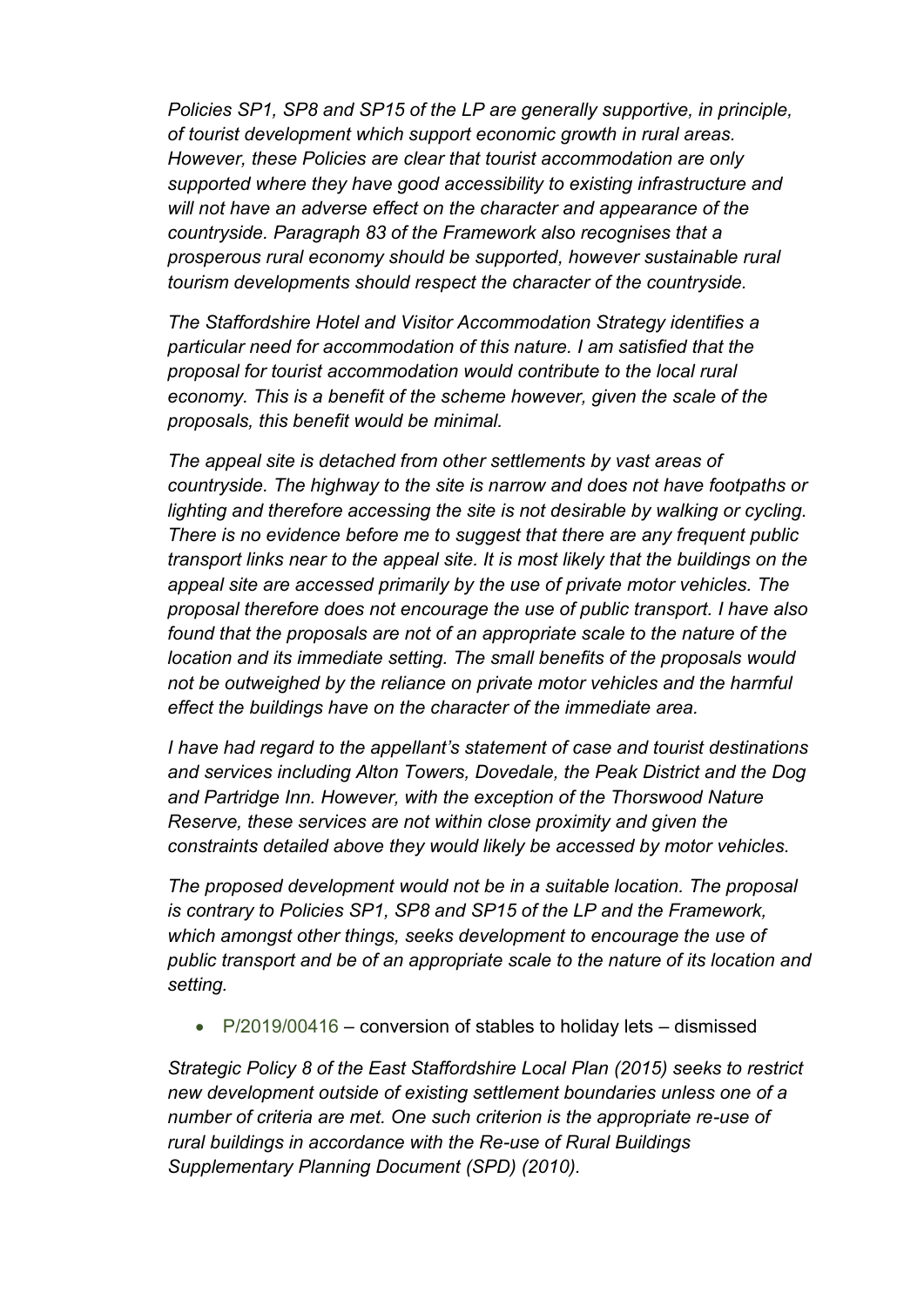*Policies SP1, SP8 and SP15 of the LP are generally supportive, in principle, of tourist development which support economic growth in rural areas. However, these Policies are clear that tourist accommodation are only supported where they have good accessibility to existing infrastructure and will not have an adverse effect on the character and appearance of the countryside. Paragraph 83 of the Framework also recognises that a prosperous rural economy should be supported, however sustainable rural tourism developments should respect the character of the countryside.*

*The Staffordshire Hotel and Visitor Accommodation Strategy identifies a particular need for accommodation of this nature. I am satisfied that the proposal for tourist accommodation would contribute to the local rural economy. This is a benefit of the scheme however, given the scale of the proposals, this benefit would be minimal.*

*The appeal site is detached from other settlements by vast areas of countryside. The highway to the site is narrow and does not have footpaths or lighting and therefore accessing the site is not desirable by walking or cycling. There is no evidence before me to suggest that there are any frequent public transport links near to the appeal site. It is most likely that the buildings on the appeal site are accessed primarily by the use of private motor vehicles. The proposal therefore does not encourage the use of public transport. I have also found that the proposals are not of an appropriate scale to the nature of the location and its immediate setting. The small benefits of the proposals would not be outweighed by the reliance on private motor vehicles and the harmful effect the buildings have on the character of the immediate area.*

*I have had regard to the appellant's statement of case and tourist destinations and services including Alton Towers, Dovedale, the Peak District and the Dog and Partridge Inn. However, with the exception of the Thorswood Nature Reserve, these services are not within close proximity and given the constraints detailed above they would likely be accessed by motor vehicles.*

*The proposed development would not be in a suitable location. The proposal is contrary to Policies SP1, SP8 and SP15 of the LP and the Framework, which amongst other things, seeks development to encourage the use of public transport and be of an appropriate scale to the nature of its location and setting.*

- P/2019/00416 – conversion of stables to holiday lets – dismissed

*Strategic Policy 8 of the East Staffordshire Local Plan (2015) seeks to restrict new development outside of existing settlement boundaries unless one of a number of criteria are met. One such criterion is the appropriate re-use of rural buildings in accordance with the Re-use of Rural Buildings Supplementary Planning Document (SPD) (2010).*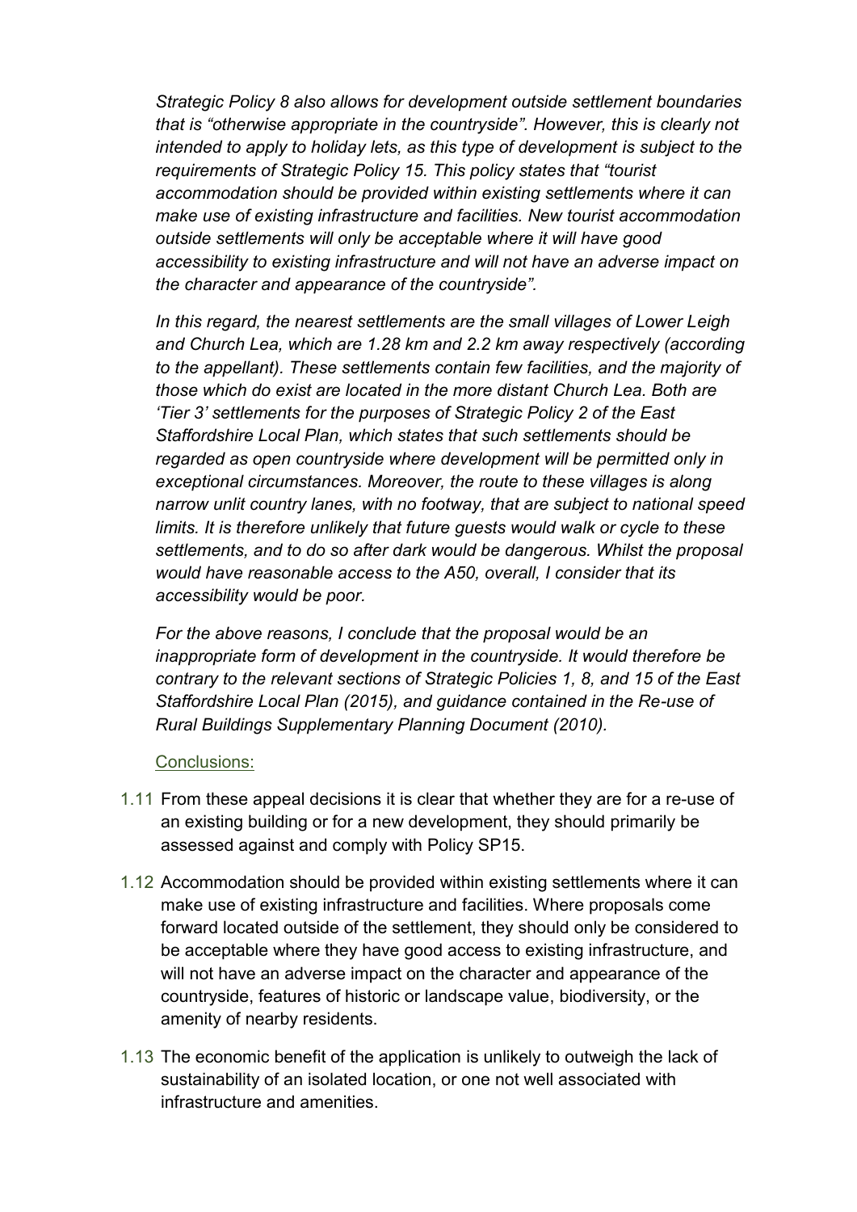*Strategic Policy 8 also allows for development outside settlement boundaries that is "otherwise appropriate in the countryside". However, this is clearly not intended to apply to holiday lets, as this type of development is subject to the requirements of Strategic Policy 15. This policy states that "tourist accommodation should be provided within existing settlements where it can make use of existing infrastructure and facilities. New tourist accommodation outside settlements will only be acceptable where it will have good accessibility to existing infrastructure and will not have an adverse impact on the character and appearance of the countryside".*

*In this regard, the nearest settlements are the small villages of Lower Leigh and Church Lea, which are 1.28 km and 2.2 km away respectively (according to the appellant). These settlements contain few facilities, and the majority of those which do exist are located in the more distant Church Lea. Both are 'Tier 3' settlements for the purposes of Strategic Policy 2 of the East Staffordshire Local Plan, which states that such settlements should be regarded as open countryside where development will be permitted only in exceptional circumstances. Moreover, the route to these villages is along narrow unlit country lanes, with no footway, that are subject to national speed limits. It is therefore unlikely that future guests would walk or cycle to these settlements, and to do so after dark would be dangerous. Whilst the proposal would have reasonable access to the A50, overall, I consider that its accessibility would be poor.*

*For the above reasons, I conclude that the proposal would be an inappropriate form of development in the countryside. It would therefore be contrary to the relevant sections of Strategic Policies 1, 8, and 15 of the East Staffordshire Local Plan (2015), and guidance contained in the Re-use of Rural Buildings Supplementary Planning Document (2010).*

Conclusions:

1.11 From these appeal decisions it is clear that whether they are for a re-use of an existing building or for a new development, they should primarily be assessed against and comply with Policy SP15.

1.12 Accommodation should be provided within existing settlements where it can make use of existing infrastructure and facilities. Where proposals come forward located outside of the settlement, they should only be considered to be acceptable where they have good access to existing infrastructure, and will not have an adverse impact on the character and appearance of the countryside, features of historic or landscape value, biodiversity, or the amenity of nearby residents.

1.13 The economic benefit of the application is unlikely to outweigh the lack of sustainability of an isolated location, or one not well associated with infrastructure and amenities.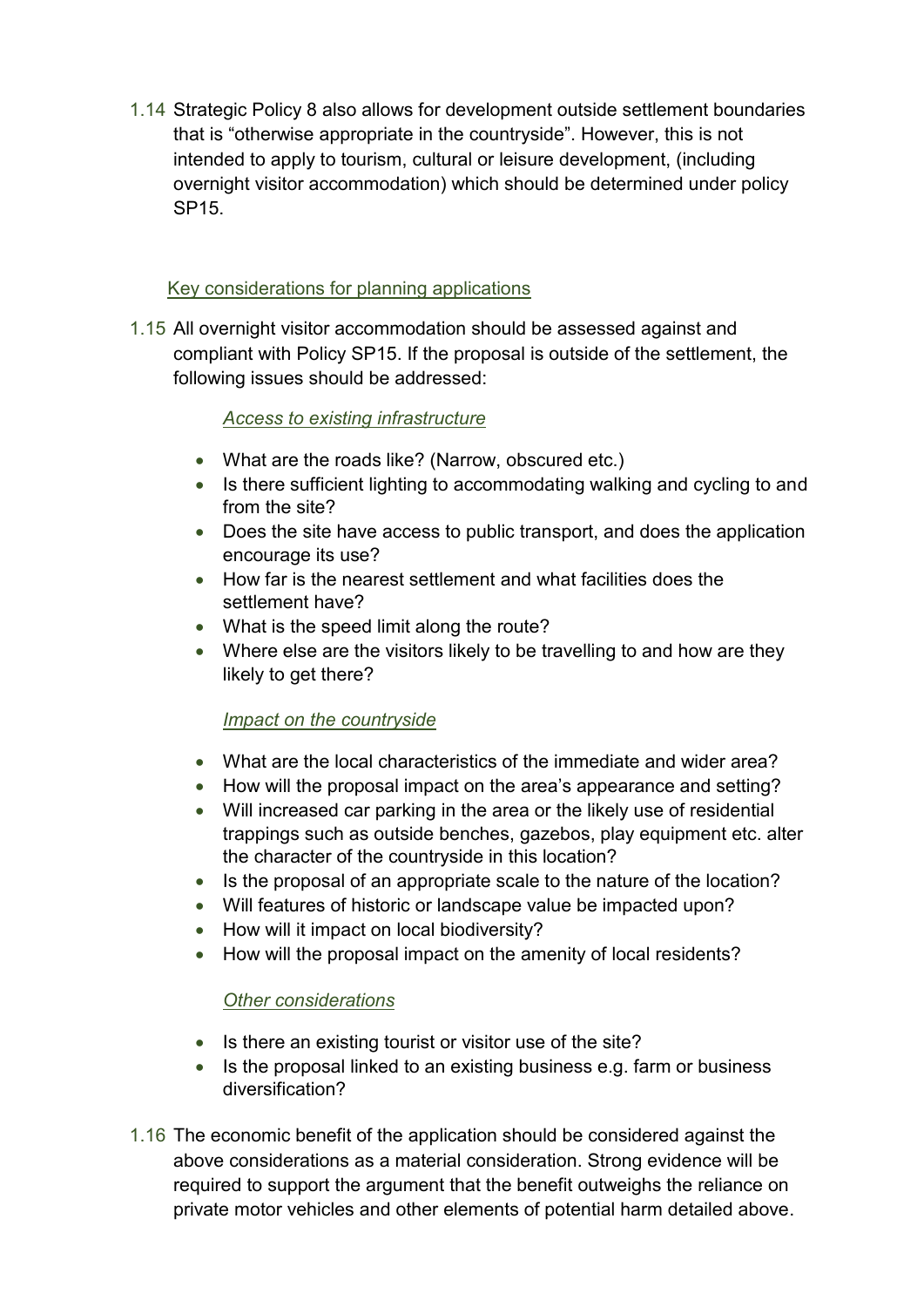1.14 Strategic Policy 8 also allows for development outside settlement boundaries that is "otherwise appropriate in the countryside". However, this is not intended to apply to tourism, cultural or leisure development, (including overnight visitor accommodation) which should be determined under policy SP15.

## Key considerations for planning applications

1.15 All overnight visitor accommodation should be assessed against and compliant with Policy SP15. If the proposal is outside of the settlement, the following issues should be addressed:

*Access to existing infrastructure*

- What are the roads like? (Narrow, obscured etc.)
- Is there sufficient lighting to accommodating walking and cycling to and from the site?
- Does the site have access to public transport, and does the application encourage its use?
- How far is the nearest settlement and what facilities does the settlement have?
- What is the speed limit along the route?
- Where else are the visitors likely to be travelling to and how are they likely to get there?

*Impact on the countryside*

- What are the local characteristics of the immediate and wider area?
- How will the proposal impact on the area's appearance and setting?
- Will increased car parking in the area or the likely use of residential trappings such as outside benches, gazebos, play equipment etc. alter the character of the countryside in this location?
- Is the proposal of an appropriate scale to the nature of the location?
- Will features of historic or landscape value be impacted upon?
- How will it impact on local biodiversity?
- How will the proposal impact on the amenity of local residents?

*Other considerations*

- Is there an existing tourist or visitor use of the site?
- Is the proposal linked to an existing business e.g. farm or business diversification?

1.16 The economic benefit of the application should be considered against the above considerations as a material consideration. Strong evidence will be required to support the argument that the benefit outweighs the reliance on private motor vehicles and other elements of potential harm detailed above.